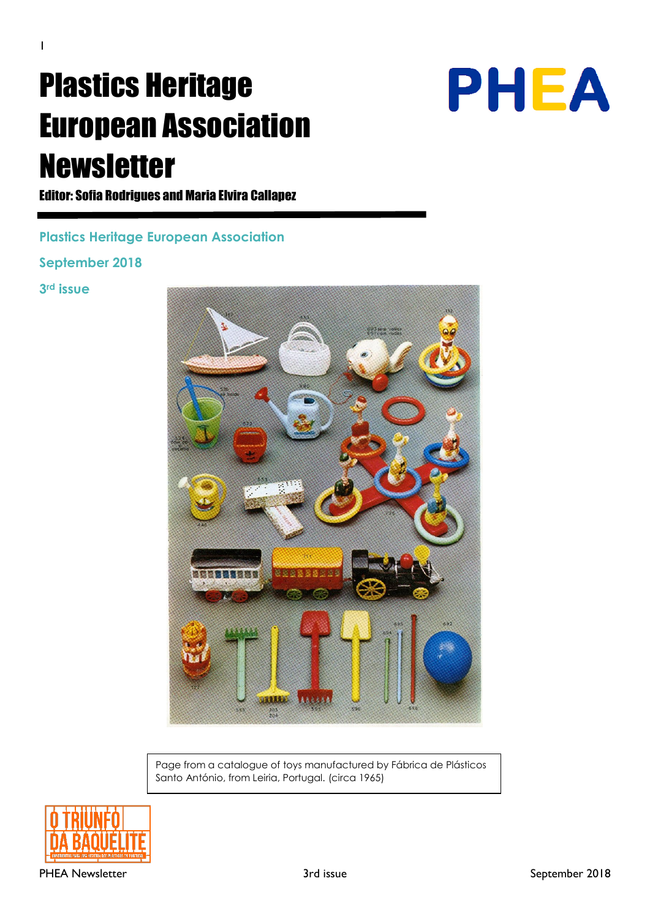# Plastics Heritage European Association Newsletter

**Editor: Sofia Rodrigues and Maria Elvira Callapez**

PHEA

**Plastics Heritage European Association**

**September 2018**

**3rd issue**

Page from a catalogue of toys manufactured by Fábrica de Plásticos Santo António, from Leiria, Portugal. (circa 1965)

O TRIUNFO DA BAQUELITE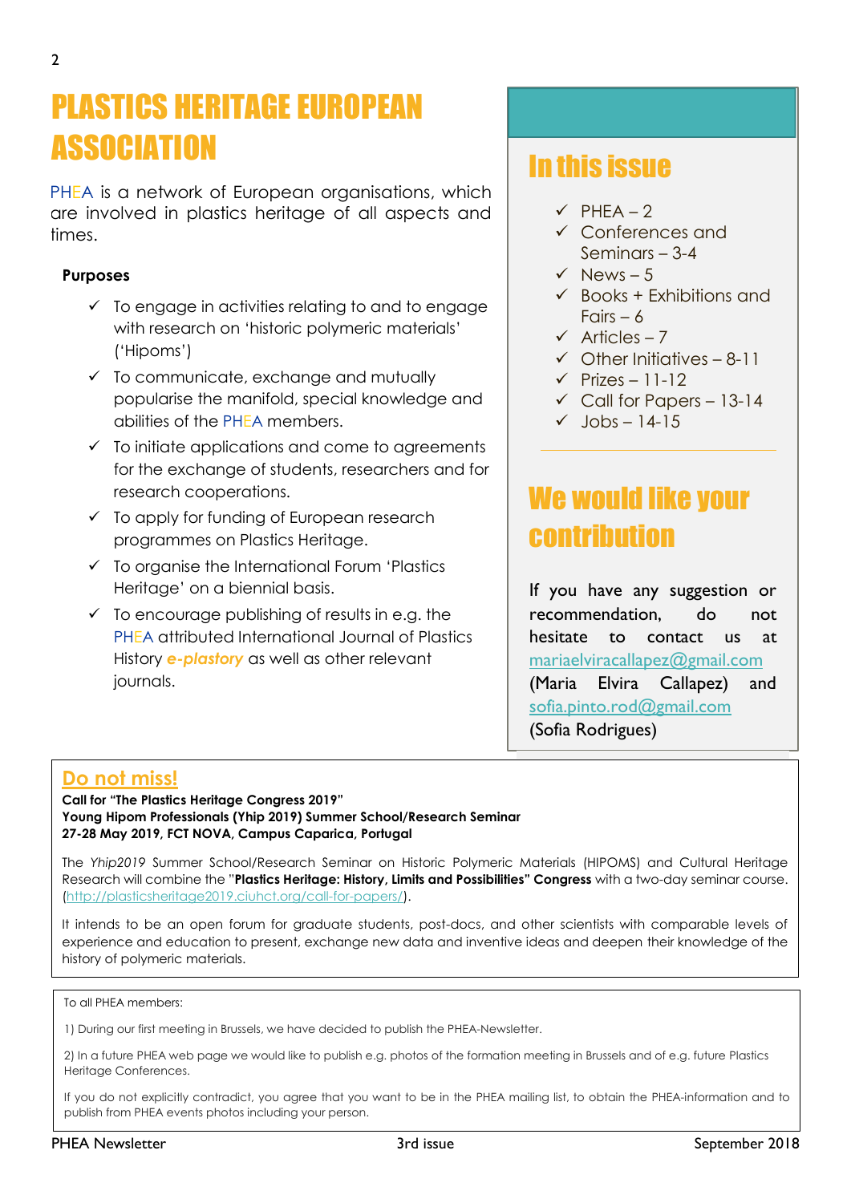# PLASTICS HERITAGE EUROPEAN ASSOCIATION

PHEA is a network of European organisations, which are involved in plastics heritage of all aspects and times.

**Purposes**

- ✓ To engage in activities relating to and to engage with research on 'historic polymeric materials' ('Hipoms')
- ✓ To communicate, exchange and mutually popularise the manifold, special knowledge and abilities of the PHEA members.
- ✓ To initiate applications and come to agreements for the exchange of students, researchers and for research cooperations.
- ✓ To apply for funding of European research programmes on Plastics Heritage.
- ✓ To organise the International Forum 'Plastics Heritage' on a biennial basis.
- ✓ To encourage publishing of results in e.g. the PHEA attributed International Journal of Plastics History ***e-plastory*** as well as other relevant journals.

## In this issue

- ✓ PHEA – 2
- ✓ Conferences and Seminars – 3-4
- ✓ News – 5
- ✓ Books + Exhibitions and Fairs – 6
- ✓ Articles – 7
- ✓ Other Initiatives – 8-11
- ✓ Prizes – 11-12
- ✓ Call for Papers – 13-14
- ✓ Jobs – 14-15

## We would like your contribution

If you have any suggestion or recommendation, do not hesitate to contact us at mariaelviracallapez@gmail.com (Maria Elvira Callapez) and sofia.pinto.rod@gmail.com (Sofia Rodrigues)

## Do not miss!

**Call for "The Plastics Heritage Congress 2019"**
**Young Hipom Professionals (Yhip 2019) Summer School/Research Seminar**
**27-28 May 2019, FCT NOVA, Campus Caparica, Portugal**

The *Yhip2019* Summer School/Research Seminar on Historic Polymeric Materials (HIPOMS) and Cultural Heritage Research will combine the "**Plastics Heritage: History, Limits and Possibilities" Congress** with a two-day seminar course. (http://plasticsheritage2019.ciuhct.org/call-for-papers/).

It intends to be an open forum for graduate students, post-docs, and other scientists with comparable levels of experience and education to present, exchange new data and inventive ideas and deepen their knowledge of the history of polymeric materials.

To all PHEA members:

1) During our first meeting in Brussels, we have decided to publish the PHEA-Newsletter.

2) In a future PHEA web page we would like to publish e.g. photos of the formation meeting in Brussels and of e.g. future Plastics Heritage Conferences.

If you do not explicitly contradict, you agree that you want to be in the PHEA mailing list, to obtain the PHEA-information and to publish from PHEA events photos including your person.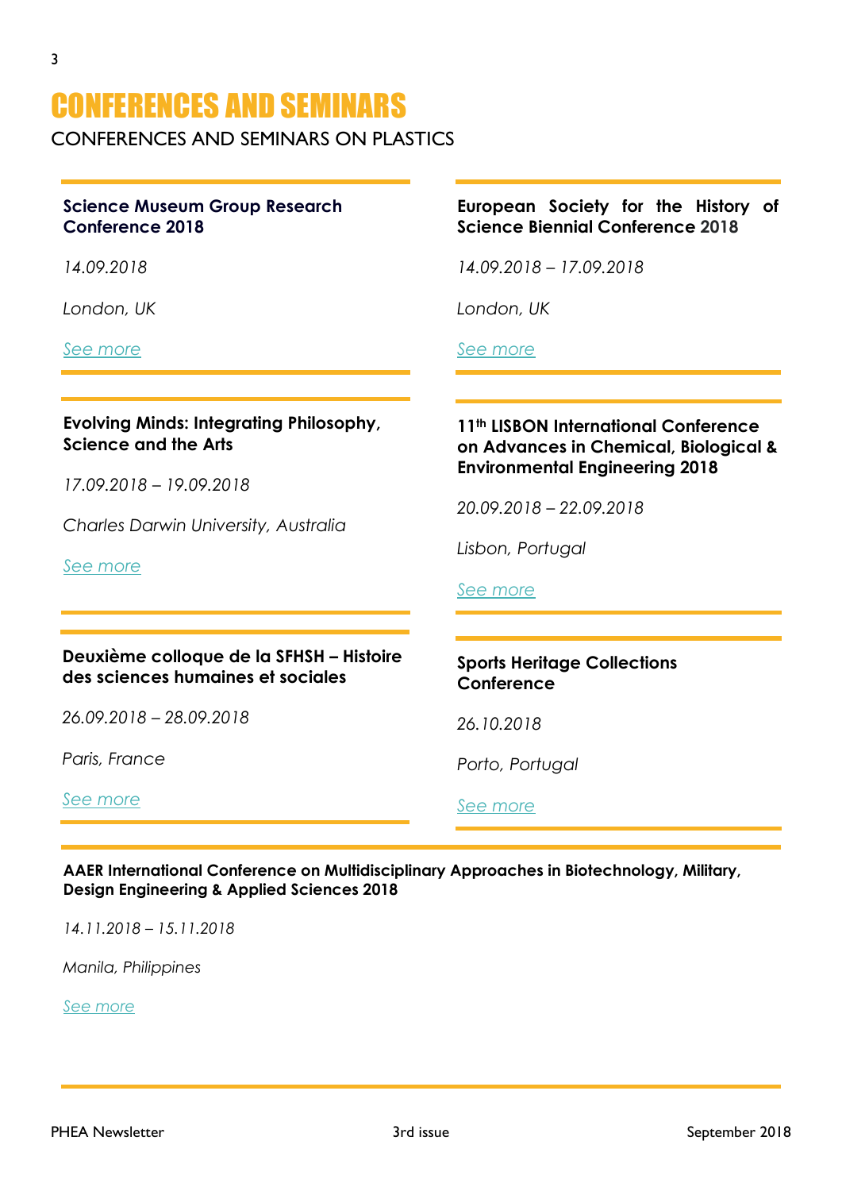# CONFERENCES AND SEMINARS

CONFERENCES AND SEMINARS ON PLASTICS

**Science Museum Group Research Conference 2018**

*14.09.2018*

*London, UK*

*See more*

**European Society for the History of Science Biennial Conference 2018**

*14.09.2018 – 17.09.2018*

*London, UK*

*See more*

**Evolving Minds: Integrating Philosophy, Science and the Arts**

*17.09.2018 – 19.09.2018*

*Charles Darwin University, Australia*

*See more*

**11th LISBON International Conference on Advances in Chemical, Biological & Environmental Engineering 2018**

*20.09.2018 – 22.09.2018*

*Lisbon, Portugal*

*See more*

**Deuxième colloque de la SFHSH – Histoire des sciences humaines et sociales**

*26.09.2018 – 28.09.2018*

*Paris, France*

*See more*

**Sports Heritage Collections Conference**

*26.10.2018*

*Porto, Portugal*

*See more*

**AAER International Conference on Multidisciplinary Approaches in Biotechnology, Military, Design Engineering & Applied Sciences 2018**

*14.11.2018 – 15.11.2018*

*Manila, Philippines*

*See more*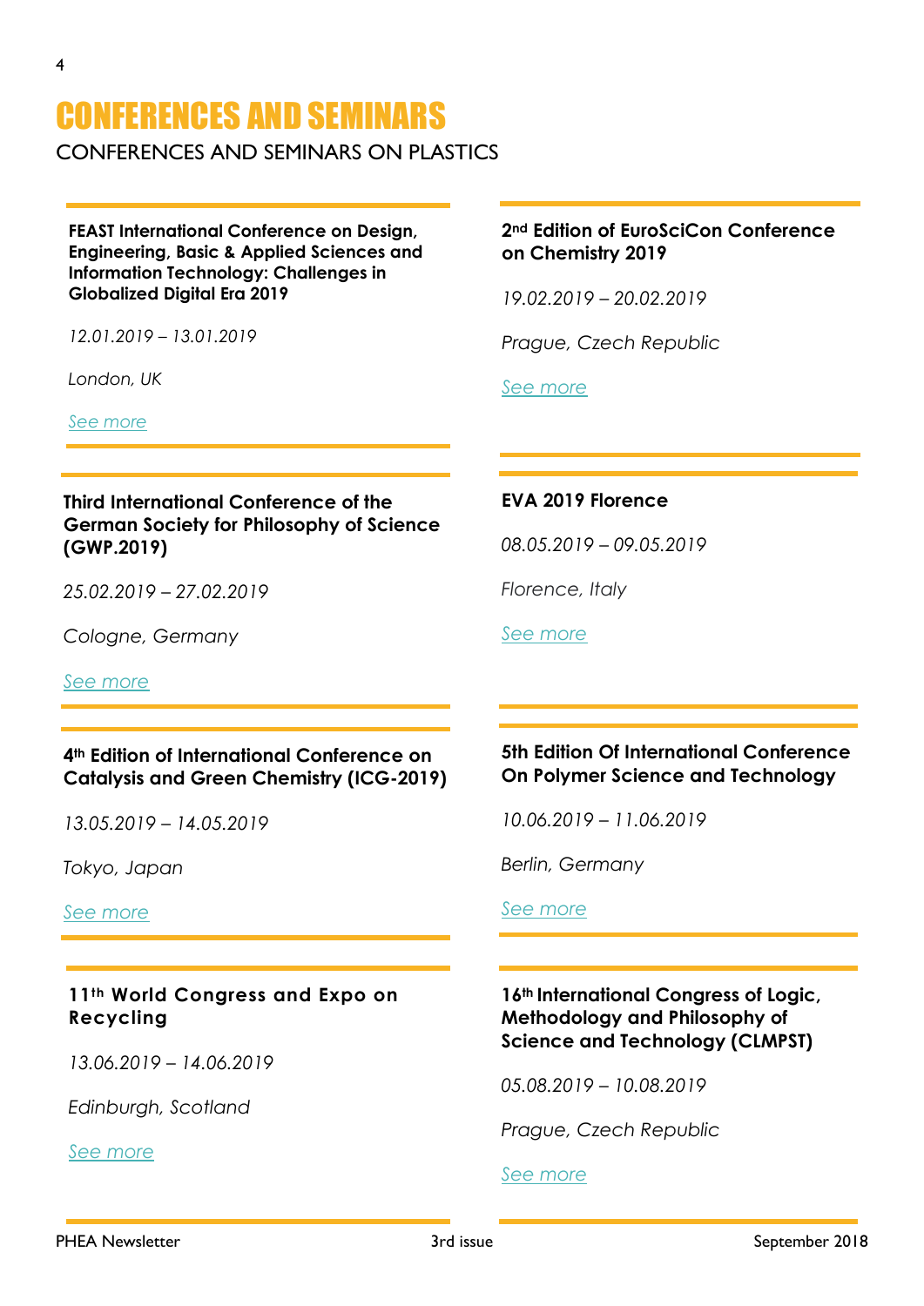# CONFERENCES AND SEMINARS

## CONFERENCES AND SEMINARS ON PLASTICS

**FEAST International Conference on Design, Engineering, Basic & Applied Sciences and Information Technology: Challenges in Globalized Digital Era 2019**

*12.01.2019 – 13.01.2019*

*London, UK*

*See more*

**2nd Edition of EuroSciCon Conference on Chemistry 2019**

*19.02.2019 – 20.02.2019*

*Prague, Czech Republic*

*See more*

**Third International Conference of the German Society for Philosophy of Science (GWP.2019)**

*25.02.2019 – 27.02.2019*

*Cologne, Germany*

*See more*

**EVA 2019 Florence**

*08.05.2019 – 09.05.2019*

*Florence, Italy*

*See more*

**4th Edition of International Conference on Catalysis and Green Chemistry (ICG-2019)**

*13.05.2019 – 14.05.2019*

*Tokyo, Japan*

*See more*

**5th Edition Of International Conference On Polymer Science and Technology**

*10.06.2019 – 11.06.2019*

*Berlin, Germany*

*See more*

**11th World Congress and Expo on Recycling**

*13.06.2019 – 14.06.2019*

*Edinburgh, Scotland*

*See more*

**16th International Congress of Logic, Methodology and Philosophy of Science and Technology (CLMPST)**

*05.08.2019 – 10.08.2019*

*Prague, Czech Republic*

*See more*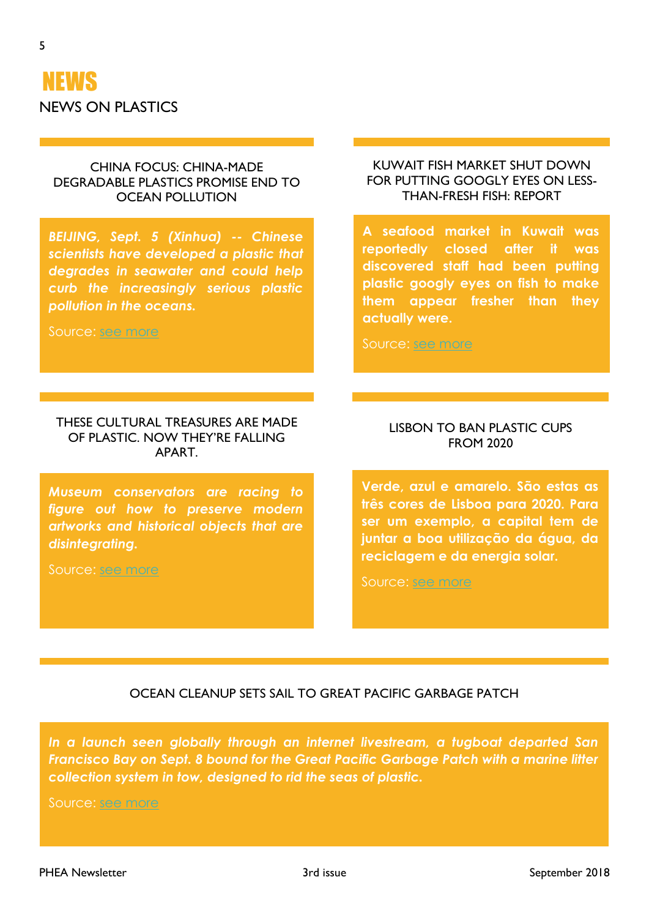# NEWS

## NEWS ON PLASTICS

### CHINA FOCUS: CHINA-MADE DEGRADABLE PLASTICS PROMISE END TO OCEAN POLLUTION

***BEIJING, Sept. 5 (Xinhua) -- Chinese scientists have developed a plastic that degrades in seawater and could help curb the increasingly serious plastic pollution in the oceans.***

Source: see more

### KUWAIT FISH MARKET SHUT DOWN FOR PUTTING GOOGLY EYES ON LESS-THAN-FRESH FISH: REPORT

**A seafood market in Kuwait was reportedly closed after it was discovered staff had been putting plastic googly eyes on fish to make them appear fresher than they actually were.**

Source: see more

### THESE CULTURAL TREASURES ARE MADE OF PLASTIC. NOW THEY'RE FALLING APART.

***Museum conservators are racing to figure out how to preserve modern artworks and historical objects that are disintegrating.***

Source: see more

### LISBON TO BAN PLASTIC CUPS FROM 2020

**Verde, azul e amarelo. São estas as três cores de Lisboa para 2020. Para ser um exemplo, a capital tem de juntar a boa utilização da água, da reciclagem e da energia solar.**

Source: see more

### OCEAN CLEANUP SETS SAIL TO GREAT PACIFIC GARBAGE PATCH

***In a launch seen globally through an internet livestream, a tugboat departed San Francisco Bay on Sept. 8 bound for the Great Pacific Garbage Patch with a marine litter collection system in tow, designed to rid the seas of plastic.***

Source: see more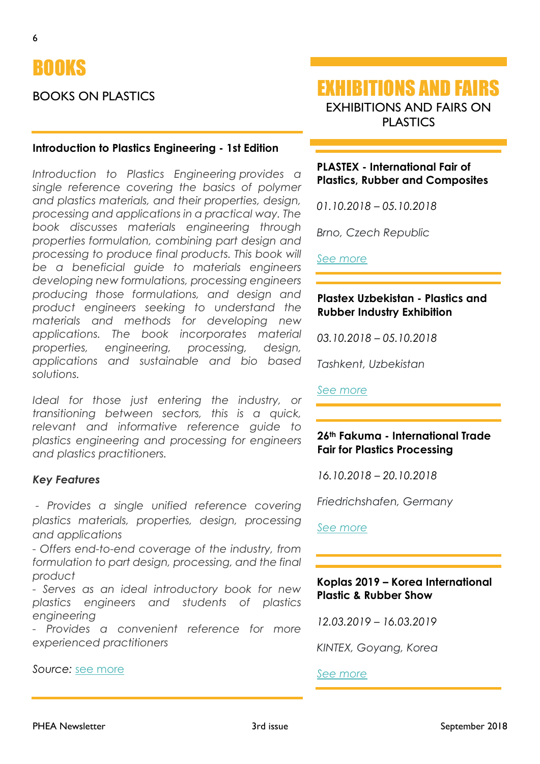# BOOKS

BOOKS ON PLASTICS

### Introduction to Plastics Engineering - 1st Edition

*Introduction to Plastics Engineering provides a single reference covering the basics of polymer and plastics materials, and their properties, design, processing and applications in a practical way. The book discusses materials engineering through properties formulation, combining part design and processing to produce final products. This book will be a beneficial guide to materials engineers developing new formulations, processing engineers producing those formulations, and design and product engineers seeking to understand the materials and methods for developing new applications. The book incorporates material properties, engineering, processing, design, applications and sustainable and bio based solutions.*

*Ideal for those just entering the industry, or transitioning between sectors, this is a quick, relevant and informative reference guide to plastics engineering and processing for engineers and plastics practitioners.*

***Key Features***

*- Provides a single unified reference covering plastics materials, properties, design, processing and applications*
*- Offers end-to-end coverage of the industry, from formulation to part design, processing, and the final product*
*- Serves as an ideal introductory book for new plastics engineers and students of plastics engineering*
*- Provides a convenient reference for more experienced practitioners*

*Source:* see more

# EXHIBITIONS AND FAIRS

EXHIBITIONS AND FAIRS ON PLASTICS

### PLASTEX - International Fair of Plastics, Rubber and Composites

*01.10.2018 – 05.10.2018*

*Brno, Czech Republic*

*See more*

### Plastex Uzbekistan - Plastics and Rubber Industry Exhibition

*03.10.2018 – 05.10.2018*

*Tashkent, Uzbekistan*

*See more*

### 26th Fakuma - International Trade Fair for Plastics Processing

*16.10.2018 – 20.10.2018*

*Friedrichshafen, Germany*

*See more*

### Koplas 2019 – Korea International Plastic & Rubber Show

*12.03.2019 – 16.03.2019*

*KINTEX, Goyang, Korea*

*See more*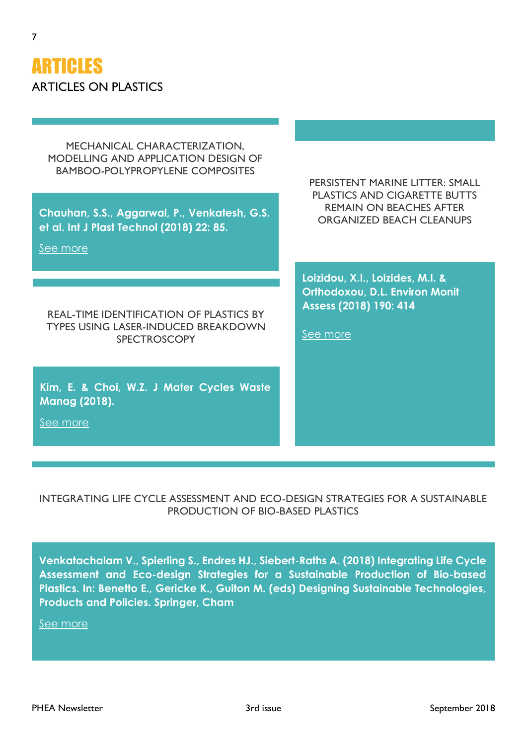# ARTICLES

## ARTICLES ON PLASTICS

### MECHANICAL CHARACTERIZATION, MODELLING AND APPLICATION DESIGN OF BAMBOO-POLYPROPYLENE COMPOSITES

**Chauhan, S.S., Aggarwal, P., Venkatesh, G.S. et al. Int J Plast Technol (2018) 22: 85.**

See more

### REAL-TIME IDENTIFICATION OF PLASTICS BY TYPES USING LASER-INDUCED BREAKDOWN SPECTROSCOPY

**Kim, E. & Choi, W.Z. J Mater Cycles Waste Manag (2018).**

See more

### PERSISTENT MARINE LITTER: SMALL PLASTICS AND CIGARETTE BUTTS REMAIN ON BEACHES AFTER ORGANIZED BEACH CLEANUPS

**Loizidou, X.I., Loizides, M.I. & Orthodoxou, D.L. Environ Monit Assess (2018) 190: 414**

See more

### INTEGRATING LIFE CYCLE ASSESSMENT AND ECO-DESIGN STRATEGIES FOR A SUSTAINABLE PRODUCTION OF BIO-BASED PLASTICS

**Venkatachalam V., Spierling S., Endres HJ., Siebert-Raths A. (2018) Integrating Life Cycle Assessment and Eco-design Strategies for a Sustainable Production of Bio-based Plastics. In: Benetto E., Gericke K., Guiton M. (eds) Designing Sustainable Technologies, Products and Policies. Springer, Cham**

See more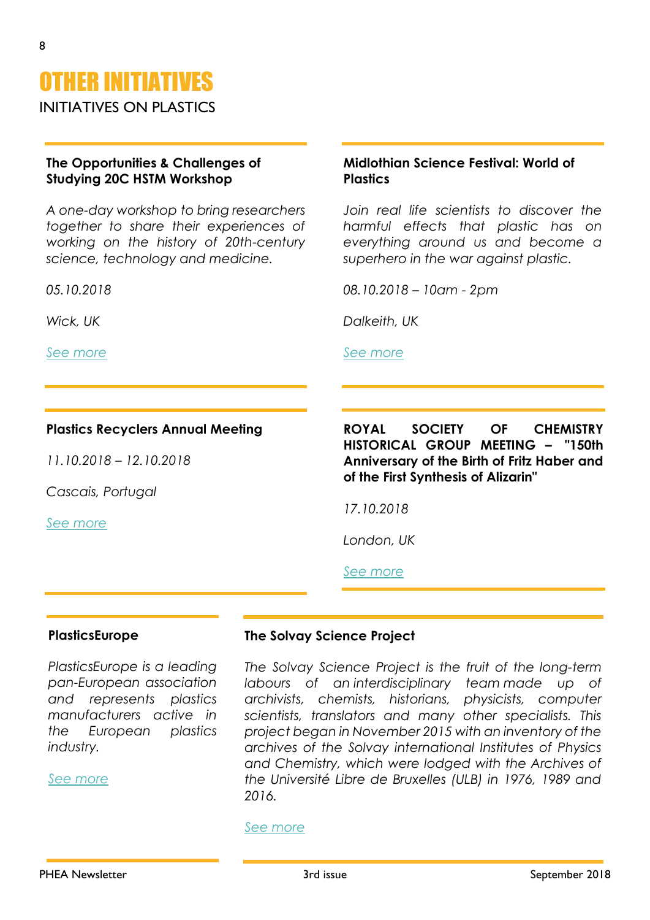# OTHER INITIATIVES

## INITIATIVES ON PLASTICS

### The Opportunities & Challenges of Studying 20C HSTM Workshop

*A one-day workshop to bring researchers together to share their experiences of working on the history of 20th-century science, technology and medicine.*

*05.10.2018*

*Wick, UK*

*See more*

### Midlothian Science Festival: World of Plastics

*Join real life scientists to discover the harmful effects that plastic has on everything around us and become a superhero in the war against plastic.*

*08.10.2018 – 10am - 2pm*

*Dalkeith, UK*

*See more*

### Plastics Recyclers Annual Meeting

*11.10.2018 – 12.10.2018*

*Cascais, Portugal*

*See more*

### ROYAL SOCIETY OF CHEMISTRY HISTORICAL GROUP MEETING – "150th Anniversary of the Birth of Fritz Haber and of the First Synthesis of Alizarin"

*17.10.2018*

*London, UK*

*See more*

### PlasticsEurope

*PlasticsEurope is a leading pan-European association and represents plastics manufacturers active in the European plastics industry.*

*See more*

### The Solvay Science Project

*The Solvay Science Project is the fruit of the long-term labours of an interdisciplinary team made up of archivists, chemists, historians, physicists, computer scientists, translators and many other specialists. This project began in November 2015 with an inventory of the archives of the Solvay international Institutes of Physics and Chemistry, which were lodged with the Archives of the Université Libre de Bruxelles (ULB) in 1976, 1989 and 2016.*

*See more*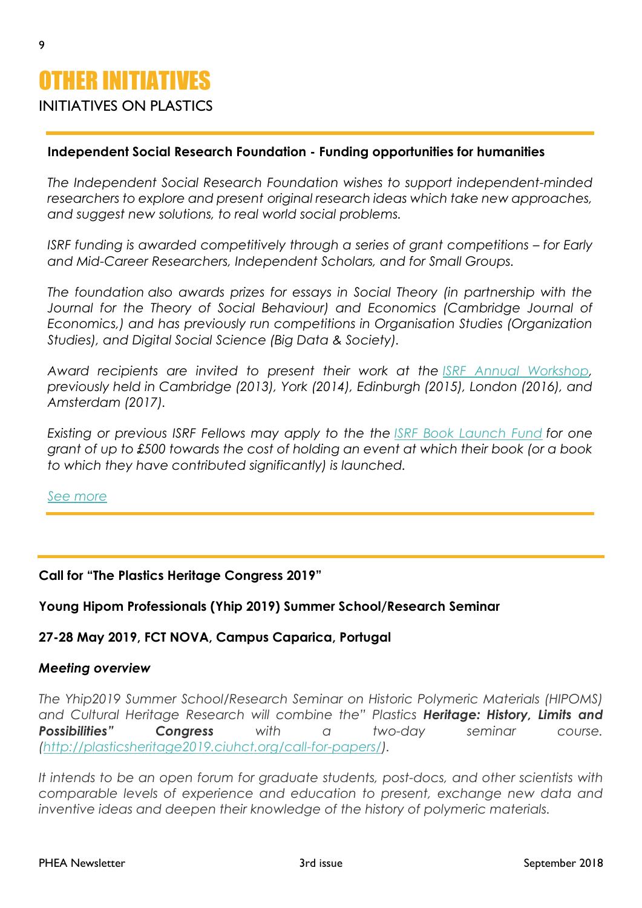# OTHER INITIATIVES

## INITIATIVES ON PLASTICS

**Independent Social Research Foundation - Funding opportunities for humanities**

*The Independent Social Research Foundation wishes to support independent-minded researchers to explore and present original research ideas which take new approaches, and suggest new solutions, to real world social problems.*

*ISRF funding is awarded competitively through a series of grant competitions – for Early and Mid-Career Researchers, Independent Scholars, and for Small Groups.*

*The foundation also awards prizes for essays in Social Theory (in partnership with the Journal for the Theory of Social Behaviour) and Economics (Cambridge Journal of Economics,) and has previously run competitions in Organisation Studies (Organization Studies), and Digital Social Science (Big Data & Society).*

*Award recipients are invited to present their work at the ISRF Annual Workshop, previously held in Cambridge (2013), York (2014), Edinburgh (2015), London (2016), and Amsterdam (2017).*

*Existing or previous ISRF Fellows may apply to the the ISRF Book Launch Fund for one grant of up to £500 towards the cost of holding an event at which their book (or a book to which they have contributed significantly) is launched.*

*See more*

---

**Call for "The Plastics Heritage Congress 2019"**

**Young Hipom Professionals (Yhip 2019) Summer School/Research Seminar**

**27-28 May 2019, FCT NOVA, Campus Caparica, Portugal**

***Meeting overview***

*The Yhip2019 Summer School/Research Seminar on Historic Polymeric Materials (HIPOMS) and Cultural Heritage Research will combine the" Plastics **Heritage: History, Limits and Possibilities" Congress** with a two-day seminar course. (http://plasticsheritage2019.ciuhct.org/call-for-papers/).*

*It intends to be an open forum for graduate students, post-docs, and other scientists with comparable levels of experience and education to present, exchange new data and inventive ideas and deepen their knowledge of the history of polymeric materials.*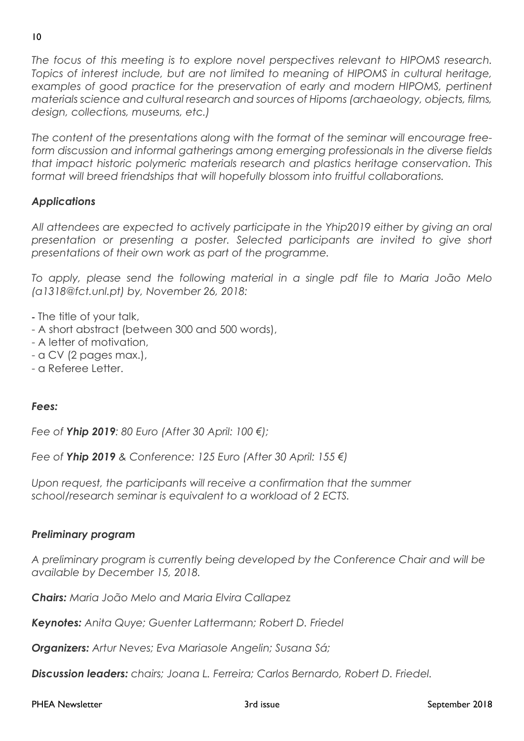*The focus of this meeting is to explore novel perspectives relevant to HIPOMS research. Topics of interest include, but are not limited to meaning of HIPOMS in cultural heritage, examples of good practice for the preservation of early and modern HIPOMS, pertinent materials science and cultural research and sources of Hipoms (archaeology, objects, films, design, collections, museums, etc.)*

*The content of the presentations along with the format of the seminar will encourage free-form discussion and informal gatherings among emerging professionals in the diverse fields that impact historic polymeric materials research and plastics heritage conservation. This format will breed friendships that will hopefully blossom into fruitful collaborations.*

### *Applications*

*All attendees are expected to actively participate in the Yhip2019 either by giving an oral presentation or presenting a poster. Selected participants are invited to give short presentations of their own work as part of the programme.*

*To apply, please send the following material in a single pdf file to Maria João Melo (a1318@fct.unl.pt) by, November 26, 2018:*

- The title of your talk,
- A short abstract (between 300 and 500 words),
- A letter of motivation,
- a CV (2 pages max.),
- a Referee Letter.

### *Fees:*

*Fee of **Yhip 2019**: 80 Euro (After 30 April: 100 €);*

*Fee of **Yhip 2019** & Conference: 125 Euro (After 30 April: 155 €)*

*Upon request, the participants will receive a confirmation that the summer school/research seminar is equivalent to a workload of 2 ECTS.*

### *Preliminary program*

*A preliminary program is currently being developed by the Conference Chair and will be available by December 15, 2018.*

***Chairs:** Maria João Melo and Maria Elvira Callapez*

***Keynotes:** Anita Quye; Guenter Lattermann; Robert D. Friedel*

***Organizers:** Artur Neves; Eva Mariasole Angelin; Susana Sá;*

***Discussion leaders:** chairs; Joana L. Ferreira; Carlos Bernardo, Robert D. Friedel.*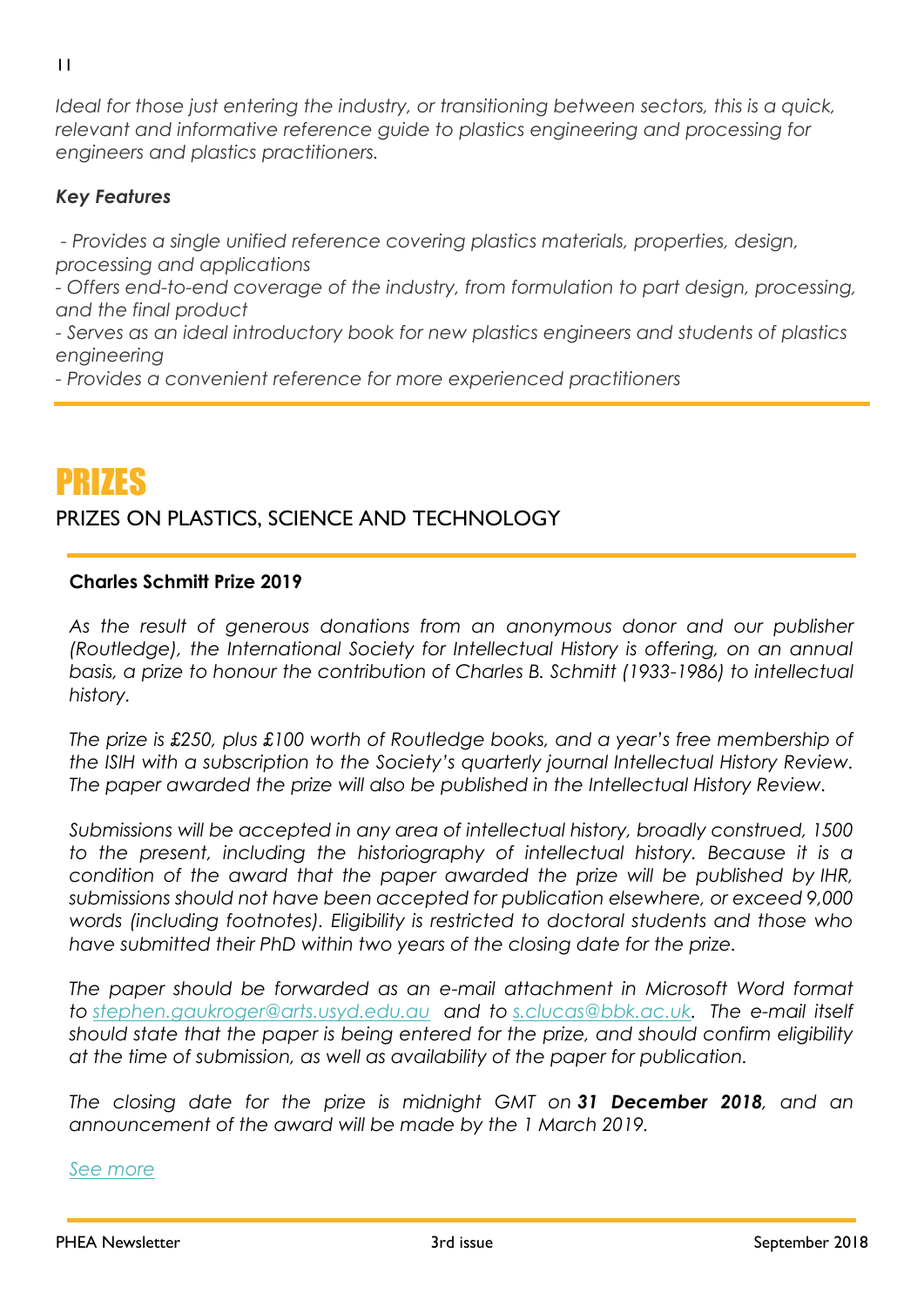*Ideal for those just entering the industry, or transitioning between sectors, this is a quick, relevant and informative reference guide to plastics engineering and processing for engineers and plastics practitioners.*

***Key Features***

*- Provides a single unified reference covering plastics materials, properties, design, processing and applications*
*- Offers end-to-end coverage of the industry, from formulation to part design, processing, and the final product*
*- Serves as an ideal introductory book for new plastics engineers and students of plastics engineering*
*- Provides a convenient reference for more experienced practitioners*

# PRIZES

## PRIZES ON PLASTICS, SCIENCE AND TECHNOLOGY

### Charles Schmitt Prize 2019

*As the result of generous donations from an anonymous donor and our publisher (Routledge), the International Society for Intellectual History is offering, on an annual basis, a prize to honour the contribution of Charles B. Schmitt (1933-1986) to intellectual history.*

*The prize is £250, plus £100 worth of Routledge books, and a year's free membership of the ISIH with a subscription to the Society's quarterly journal Intellectual History Review. The paper awarded the prize will also be published in the Intellectual History Review.*

*Submissions will be accepted in any area of intellectual history, broadly construed, 1500 to the present, including the historiography of intellectual history. Because it is a condition of the award that the paper awarded the prize will be published by IHR, submissions should not have been accepted for publication elsewhere, or exceed 9,000 words (including footnotes). Eligibility is restricted to doctoral students and those who have submitted their PhD within two years of the closing date for the prize.*

*The paper should be forwarded as an e-mail attachment in Microsoft Word format to [stephen.gaukroger@arts.usyd.edu.au](mailto:stephen.gaukroger@arts.usyd.edu.au) and to [s.clucas@bbk.ac.uk](mailto:s.clucas@bbk.ac.uk). The e-mail itself should state that the paper is being entered for the prize, and should confirm eligibility at the time of submission, as well as availability of the paper for publication.*

*The closing date for the prize is midnight GMT on **31 December 2018**, and an announcement of the award will be made by the 1 March 2019.*

*See more*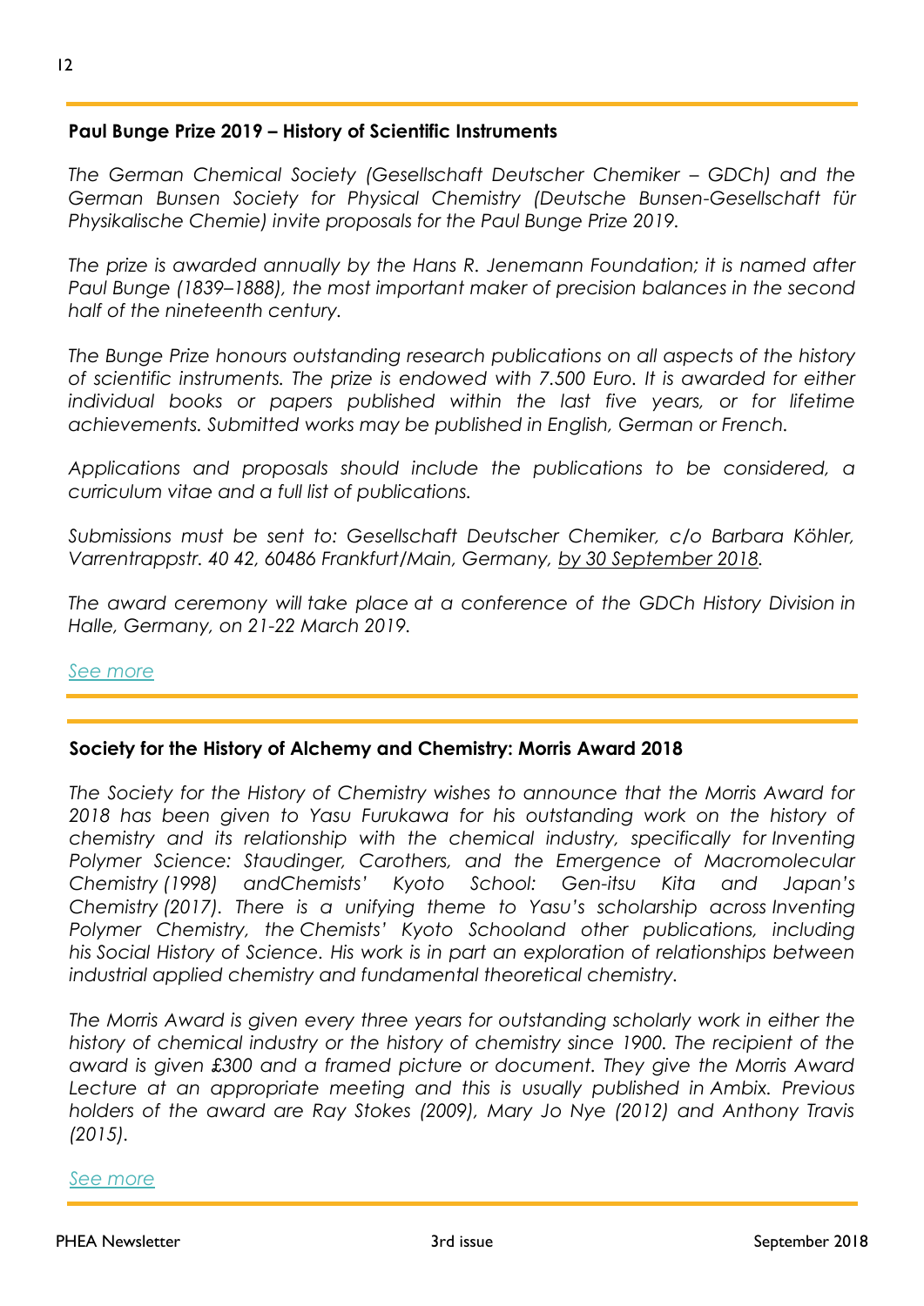### Paul Bunge Prize 2019 – History of Scientific Instruments

*The German Chemical Society (Gesellschaft Deutscher Chemiker – GDCh) and the German Bunsen Society for Physical Chemistry (Deutsche Bunsen-Gesellschaft für Physikalische Chemie) invite proposals for the Paul Bunge Prize 2019.*

*The prize is awarded annually by the Hans R. Jenemann Foundation; it is named after Paul Bunge (1839–1888), the most important maker of precision balances in the second half of the nineteenth century.*

*The Bunge Prize honours outstanding research publications on all aspects of the history of scientific instruments. The prize is endowed with 7.500 Euro. It is awarded for either individual books or papers published within the last five years, or for lifetime achievements. Submitted works may be published in English, German or French.*

*Applications and proposals should include the publications to be considered, a curriculum vitae and a full list of publications.*

*Submissions must be sent to: Gesellschaft Deutscher Chemiker, c/o Barbara Köhler, Varrentrappstr. 40 42, 60486 Frankfurt/Main, Germany, by 30 September 2018.*

*The award ceremony will take place at a conference of the GDCh History Division in Halle, Germany, on 21-22 March 2019.*

*See more*

### Society for the History of Alchemy and Chemistry: Morris Award 2018

*The Society for the History of Chemistry wishes to announce that the Morris Award for 2018 has been given to Yasu Furukawa for his outstanding work on the history of chemistry and its relationship with the chemical industry, specifically for Inventing Polymer Science: Staudinger, Carothers, and the Emergence of Macromolecular Chemistry (1998) andChemists' Kyoto School: Gen-itsu Kita and Japan's Chemistry (2017). There is a unifying theme to Yasu's scholarship across Inventing Polymer Chemistry, the Chemists' Kyoto Schooland other publications, including his Social History of Science. His work is in part an exploration of relationships between industrial applied chemistry and fundamental theoretical chemistry.*

*The Morris Award is given every three years for outstanding scholarly work in either the history of chemical industry or the history of chemistry since 1900. The recipient of the award is given £300 and a framed picture or document. They give the Morris Award Lecture at an appropriate meeting and this is usually published in Ambix. Previous holders of the award are Ray Stokes (2009), Mary Jo Nye (2012) and Anthony Travis (2015).*

*See more*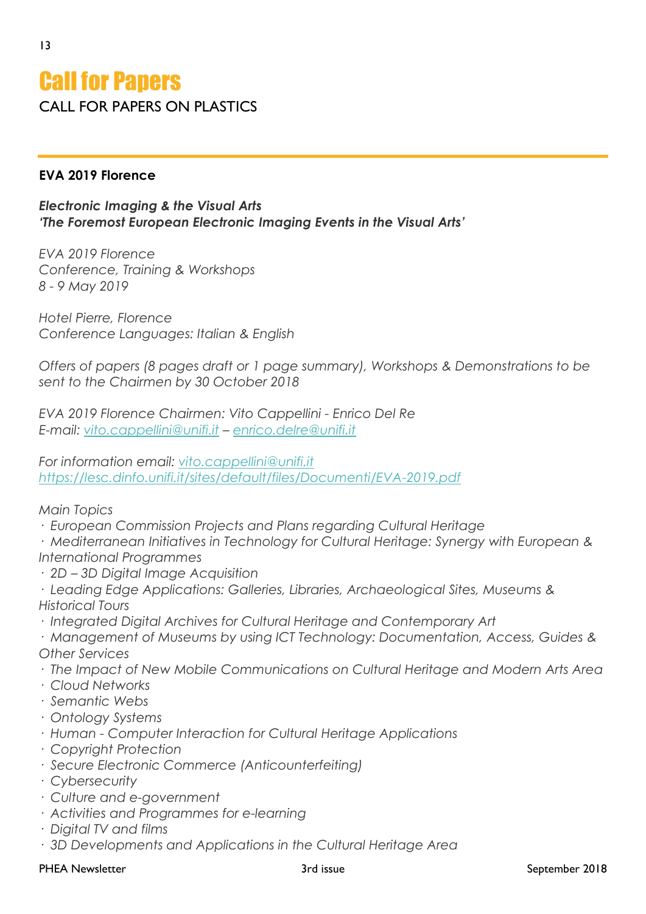# Call for Papers

CALL FOR PAPERS ON PLASTICS

---

**EVA 2019 Florence**

***Electronic Imaging & the Visual Arts***
***'The Foremost European Electronic Imaging Events in the Visual Arts'***

*EVA 2019 Florence*
*Conference, Training & Workshops*
*8 - 9 May 2019*

*Hotel Pierre, Florence*
*Conference Languages: Italian & English*

*Offers of papers (8 pages draft or 1 page summary), Workshops & Demonstrations to be sent to the Chairmen by 30 October 2018*

*EVA 2019 Florence Chairmen: Vito Cappellini - Enrico Del Re*
*E-mail: vito.cappellini@unifi.it – enrico.delre@unifi.it*

*For information email: vito.cappellini@unifi.it*
*https://lesc.dinfo.unifi.it/sites/default/files/Documenti/EVA-2019.pdf*

*Main Topics*

- *European Commission Projects and Plans regarding Cultural Heritage*
- *Mediterranean Initiatives in Technology for Cultural Heritage: Synergy with European & International Programmes*
- *2D – 3D Digital Image Acquisition*
- *Leading Edge Applications: Galleries, Libraries, Archaeological Sites, Museums & Historical Tours*
- *Integrated Digital Archives for Cultural Heritage and Contemporary Art*
- *Management of Museums by using ICT Technology: Documentation, Access, Guides & Other Services*
- *The Impact of New Mobile Communications on Cultural Heritage and Modern Arts Area*
- *Cloud Networks*
- *Semantic Webs*
- *Ontology Systems*
- *Human - Computer Interaction for Cultural Heritage Applications*
- *Copyright Protection*
- *Secure Electronic Commerce (Anticounterfeiting)*
- *Cybersecurity*
- *Culture and e-government*
- *Activities and Programmes for e-learning*
- *Digital TV and films*
- *3D Developments and Applications in the Cultural Heritage Area*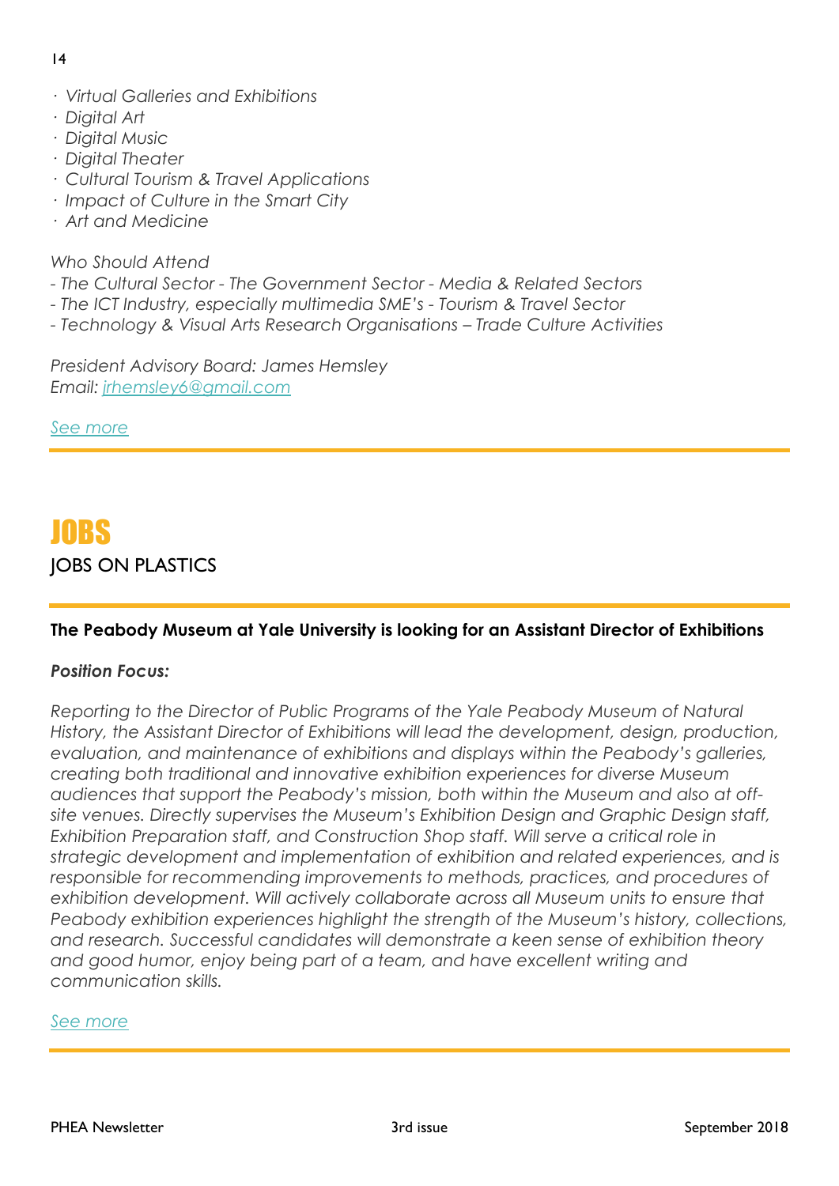· *Virtual Galleries and Exhibitions*
· *Digital Art*
· *Digital Music*
· *Digital Theater*
· *Cultural Tourism & Travel Applications*
· *Impact of Culture in the Smart City*
· *Art and Medicine*

*Who Should Attend*
*- The Cultural Sector - The Government Sector - Media & Related Sectors*
*- The ICT Industry, especially multimedia SME's - Tourism & Travel Sector*
*- Technology & Visual Arts Research Organisations – Trade Culture Activities*

*President Advisory Board: James Hemsley*
*Email: jrhemsley6@gmail.com*

*See more*

---

# JOBS

## JOBS ON PLASTICS

---

**The Peabody Museum at Yale University is looking for an Assistant Director of Exhibitions**

***Position Focus:***

*Reporting to the Director of Public Programs of the Yale Peabody Museum of Natural History, the Assistant Director of Exhibitions will lead the development, design, production, evaluation, and maintenance of exhibitions and displays within the Peabody's galleries, creating both traditional and innovative exhibition experiences for diverse Museum audiences that support the Peabody's mission, both within the Museum and also at off-site venues. Directly supervises the Museum's Exhibition Design and Graphic Design staff, Exhibition Preparation staff, and Construction Shop staff. Will serve a critical role in strategic development and implementation of exhibition and related experiences, and is responsible for recommending improvements to methods, practices, and procedures of exhibition development. Will actively collaborate across all Museum units to ensure that Peabody exhibition experiences highlight the strength of the Museum's history, collections, and research. Successful candidates will demonstrate a keen sense of exhibition theory and good humor, enjoy being part of a team, and have excellent writing and communication skills.*

*See more*

---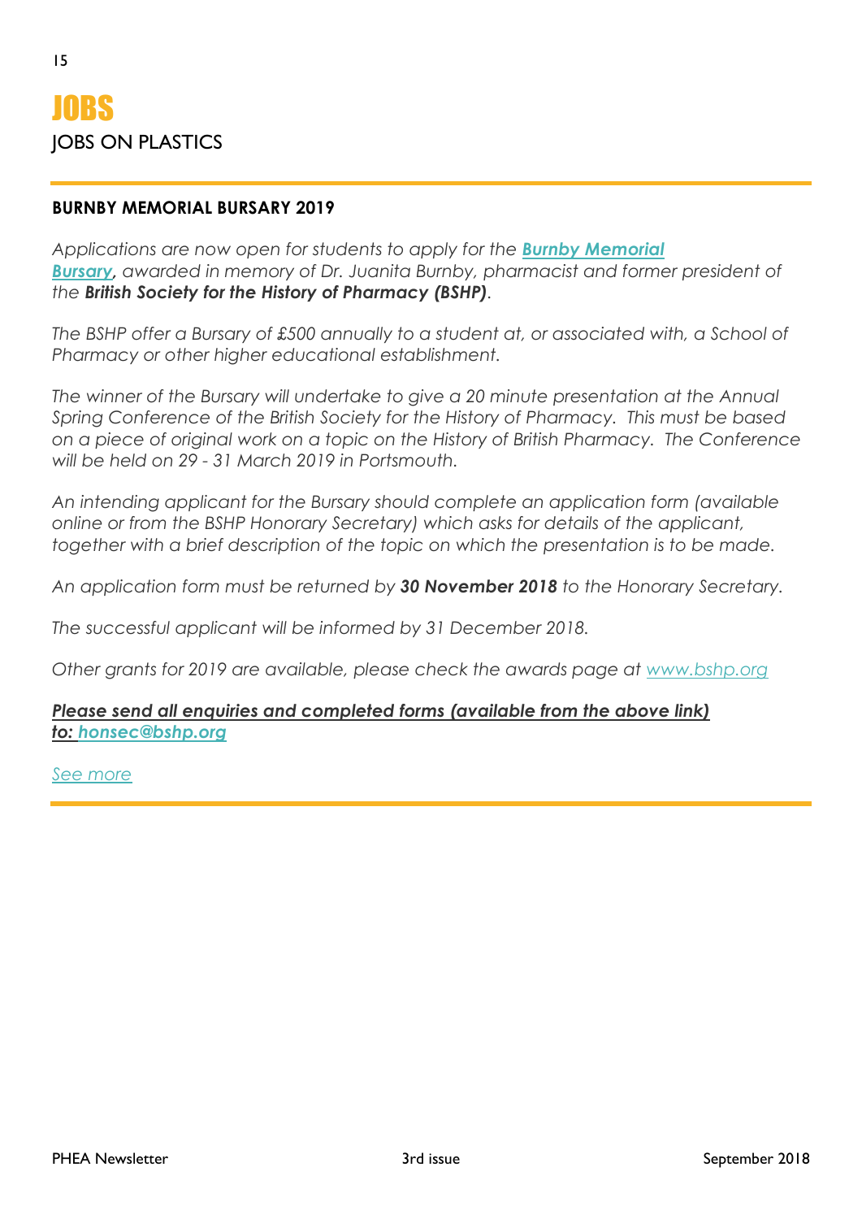# JOBS

JOBS ON PLASTICS

---

**BURNBY MEMORIAL BURSARY 2019**

*Applications are now open for students to apply for the **Burnby Memorial Bursary**, awarded in memory of Dr. Juanita Burnby, pharmacist and former president of the **British Society for the History of Pharmacy (BSHP)**.*

*The BSHP offer a Bursary of £500 annually to a student at, or associated with, a School of Pharmacy or other higher educational establishment.*

*The winner of the Bursary will undertake to give a 20 minute presentation at the Annual Spring Conference of the British Society for the History of Pharmacy. This must be based on a piece of original work on a topic on the History of British Pharmacy. The Conference will be held on 29 - 31 March 2019 in Portsmouth.*

*An intending applicant for the Bursary should complete an application form (available online or from the BSHP Honorary Secretary) which asks for details of the applicant, together with a brief description of the topic on which the presentation is to be made.*

*An application form must be returned by **30 November 2018** to the Honorary Secretary.*

*The successful applicant will be informed by 31 December 2018.*

*Other grants for 2019 are available, please check the awards page at www.bshp.org*

***Please send all enquiries and completed forms (available from the above link) to: honsec@bshp.org***

*See more*

---